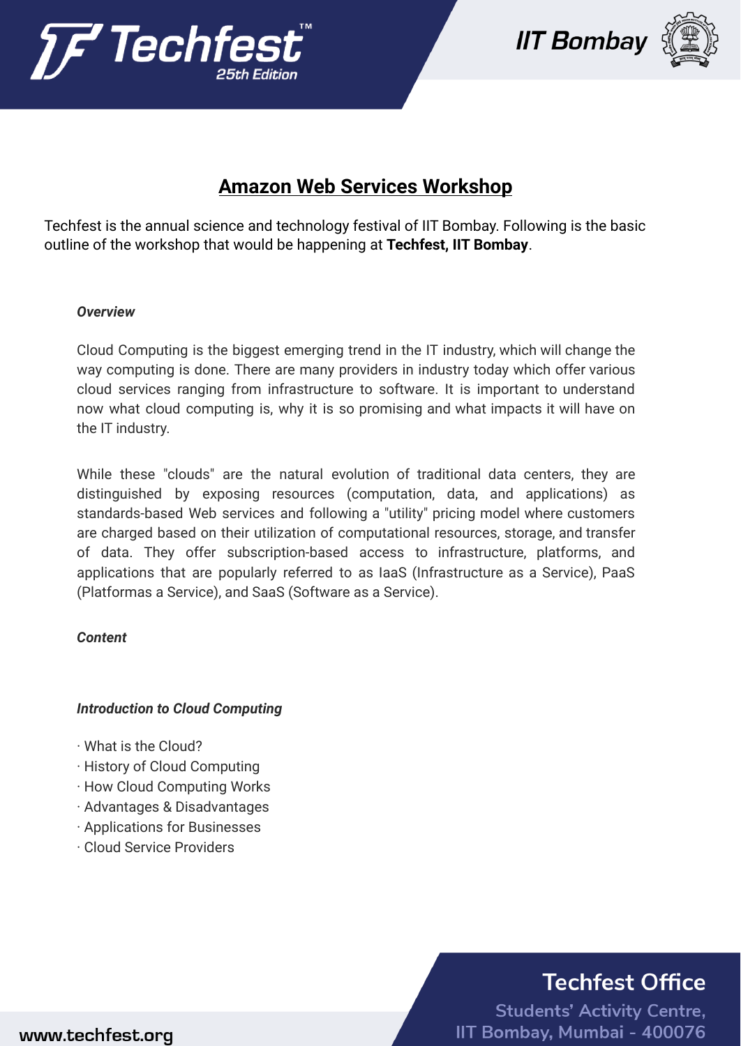## Amazon Web Services Workshop

Techfest is the annual science and technology festival of IIT Bombay. Following is the basic outline of the workshop that would be happening at **Techfest, IIT Bombay**.

***Overview***

Cloud Computing is the biggest emerging trend in the IT industry, which will change the way computing is done. There are many providers in industry today which offer various cloud services ranging from infrastructure to software. It is important to understand now what cloud computing is, why it is so promising and what impacts it will have on the IT industry.

While these "clouds" are the natural evolution of traditional data centers, they are distinguished by exposing resources (computation, data, and applications) as standards-based Web services and following a "utility" pricing model where customers are charged based on their utilization of computational resources, storage, and transfer of data. They offer subscription-based access to infrastructure, platforms, and applications that are popularly referred to as IaaS (Infrastructure as a Service), PaaS (Platformas a Service), and SaaS (Software as a Service).

***Content***

***Introduction to Cloud Computing***

· What is the Cloud?
· History of Cloud Computing
· How Cloud Computing Works
· Advantages & Disadvantages
· Applications for Businesses
· Cloud Service Providers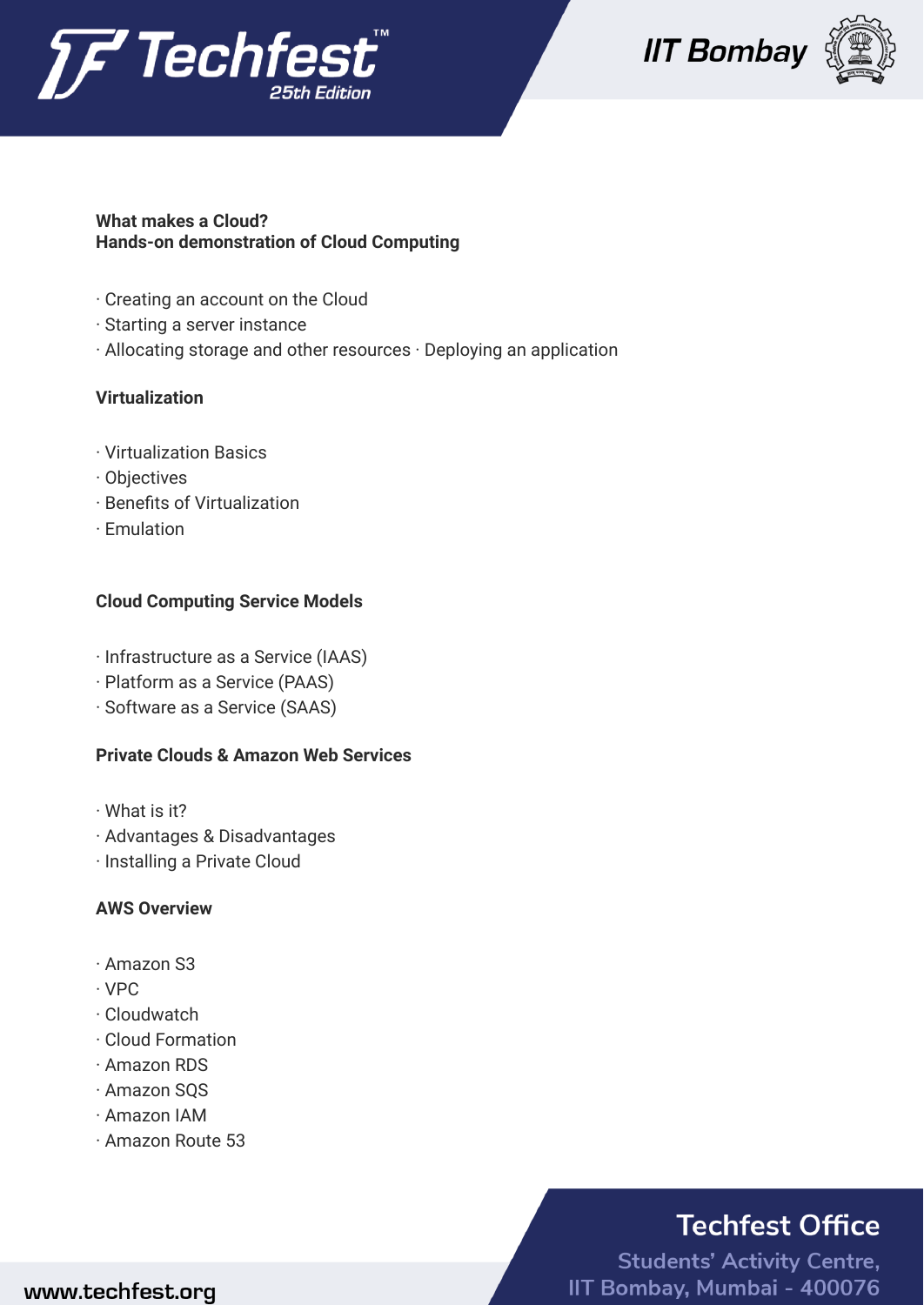**What makes a Cloud?**
**Hands-on demonstration of Cloud Computing**

- Creating an account on the Cloud
- Starting a server instance
- Allocating storage and other resources · Deploying an application

**Virtualization**

- Virtualization Basics
- Objectives
- Benefits of Virtualization
- Emulation

**Cloud Computing Service Models**

- Infrastructure as a Service (IAAS)
- Platform as a Service (PAAS)
- Software as a Service (SAAS)

**Private Clouds & Amazon Web Services**

- What is it?
- Advantages & Disadvantages
- Installing a Private Cloud

**AWS Overview**

- Amazon S3
- VPC
- Cloudwatch
- Cloud Formation
- Amazon RDS
- Amazon SQS
- Amazon IAM
- Amazon Route 53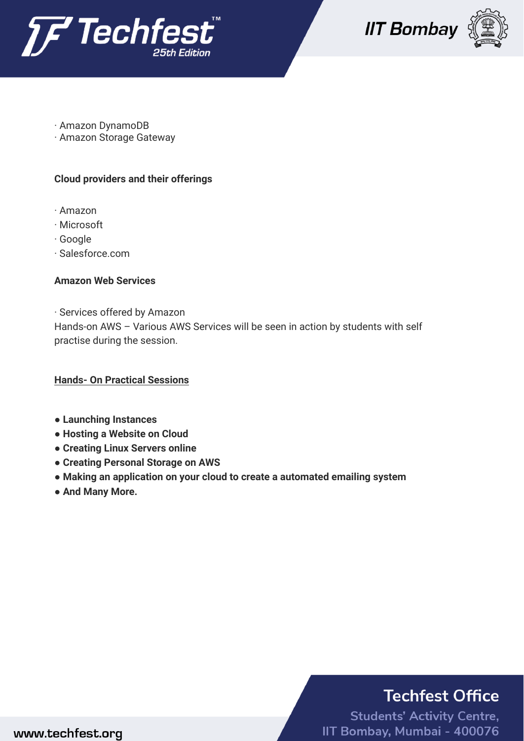· Amazon DynamoDB
· Amazon Storage Gateway

**Cloud providers and their offerings**

· Amazon
· Microsoft
· Google
· Salesforce.com

**Amazon Web Services**

· Services offered by Amazon
Hands-on AWS – Various AWS Services will be seen in action by students with self practise during the session.

**<u>Hands- On Practical Sessions</u>**

- **Launching Instances**
- **Hosting a Website on Cloud**
- **Creating Linux Servers online**
- **Creating Personal Storage on AWS**
- **Making an application on your cloud to create a automated emailing system**
- **And Many More.**